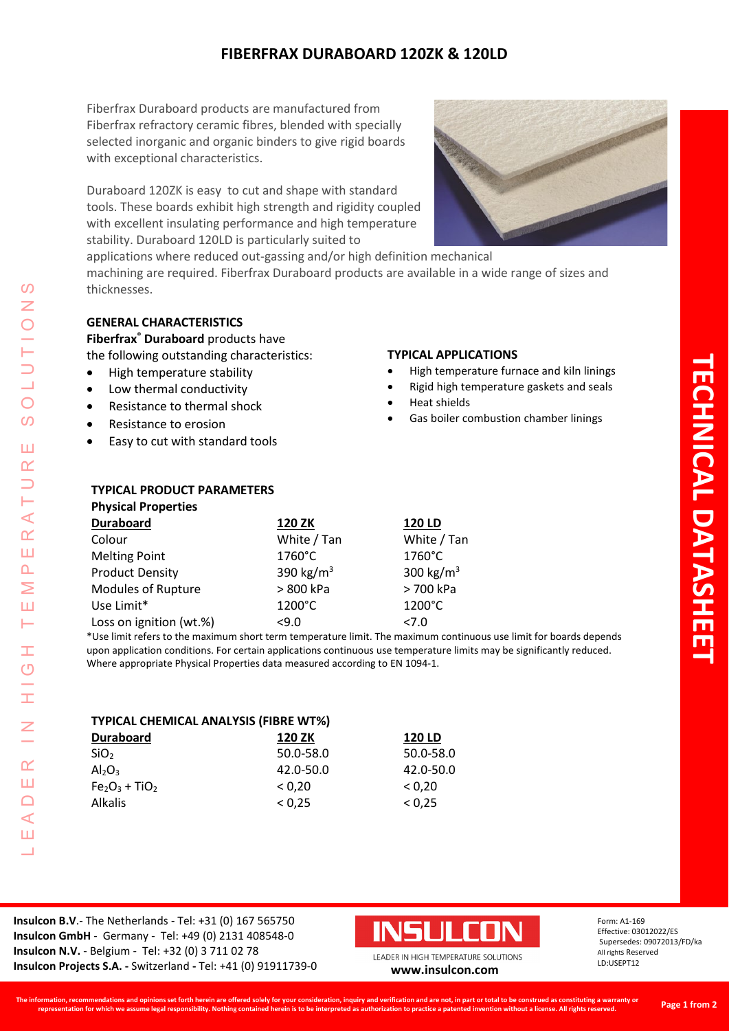# FIBERFRAX DURABOARD 120ZK & 120LD

Fiberfrax Duraboard products are manufactured from Fiberfrax refractory ceramic fibres, blended with specially selected inorganic and organic binders to give rigid boards with exceptional characteristics.

Duraboard 120ZK is easy to cut and shape with standard tools. These boards exhibit high strength and rigidity coupled with excellent insulating performance and high temperature stability. Duraboard 120LD is particularly suited to applications where reduced out-gassing and/or high definition mechanical machining are required. Fiberfrax Duraboard products are available in a wide range of sizes and thicknesses.

## GENERAL CHARACTERISTICS

**Fiberfrax® Duraboard** products have the following outstanding characteristics:

- High temperature stability
- Low thermal conductivity
- Resistance to thermal shock
- Resistance to erosion
- Easy to cut with standard tools

## TYPICAL APPLICATIONS

- High temperature furnace and kiln linings
- Rigid high temperature gaskets and seals
- Heat shields
- Gas boiler combustion chamber linings

## TYPICAL PRODUCT PARAMETERS

**Physical Properties**

| Duraboard | 120 ZK | 120 LD |
|---|---|---|
| Colour | White / Tan | White / Tan |
| Melting Point | 1760°C | 1760°C |
| Product Density | 390 $kg/m^3$ | 300 $kg/m^3$ |
| Modules of Rupture | > 800 kPa | > 700 kPa |
| Use Limit* | 1200°C | 1200°C |
| Loss on ignition (wt.%) | <9.0 | <7.0 |

*Use limit refers to the maximum short term temperature limit. The maximum continuous use limit for boards depends upon application conditions. For certain applications continuous use temperature limits may be significantly reduced. Where appropriate Physical Properties data measured according to EN 1094-1.

## TYPICAL CHEMICAL ANALYSIS (FIBRE WT%)

| Duraboard | 120 ZK | 120 LD |
|---|---|---|
| $SiO_2$ | 50.0-58.0 | 50.0-58.0 |
| $Al_2O_3$ | 42.0-50.0 | 42.0-50.0 |
| $Fe_2O_3 + TiO_2$ | < 0,20 | < 0,20 |
| Alkalis | < 0,25 | < 0,25 |

**Insulcon B.V**.- The Netherlands - Tel: +31 (0) 167 565750
**Insulcon GmbH** - Germany - Tel: +49 (0) 2131 408548-0
**Insulcon N.V.** - Belgium - Tel: +32 (0) 3 711 02 78
**Insulcon Projects S.A.** - Switzerland - Tel: +41 (0) 91911739-0

INSULCON
LEADER IN HIGH TEMPERATURE SOLUTIONS
**www.insulcon.com**

Form: A1-169
Effective: 03012022/ES
Supersedes: 09072013/FD/ka
All rights Reserved
LD:USEPT12

**The information, recommendations and opinions set forth herein are offered solely for your consideration, inquiry and verification and are not, in part or total to be construed as constituting a warranty or representation for which we assume legal responsibility. Nothing contained herein is to be interpreted as authorization to practice a patented invention without a license. All rights reserved.**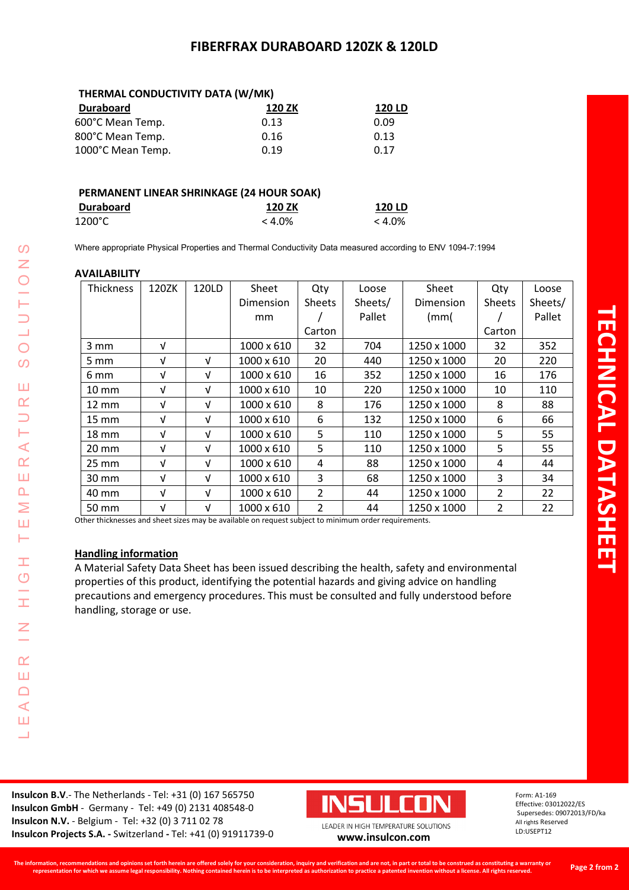# FIBERFRAX DURABOARD 120ZK & 120LD

**THERMAL CONDUCTIVITY DATA (W/MK)**

| Duraboard | 120 ZK | 120 LD |
|---|---|---|
| 600°C Mean Temp. | 0.13 | 0.09 |
| 800°C Mean Temp. | 0.16 | 0.13 |
| 1000°C Mean Temp. | 0.19 | 0.17 |

**PERMANENT LINEAR SHRINKAGE (24 HOUR SOAK)**

| Duraboard | 120 ZK | 120 LD |
|---|---|---|
| 1200°C | < 4.0% | < 4.0% |

Where appropriate Physical Properties and Thermal Conductivity Data measured according to ENV 1094-7:1994

**AVAILABILITY**

| Thickness | 120ZK | 120LD | Sheet Dimension mm | Qty Sheets / Carton | Loose Sheets/ Pallet | Sheet Dimension (mm( | Qty Sheets / Carton | Loose Sheets/ Pallet |
|---|---|---|---|---|---|---|---|---|
| 3 mm | √ | | 1000 x 610 | 32 | 704 | 1250 x 1000 | 32 | 352 |
| 5 mm | √ | √ | 1000 x 610 | 20 | 440 | 1250 x 1000 | 20 | 220 |
| 6 mm | √ | √ | 1000 x 610 | 16 | 352 | 1250 x 1000 | 16 | 176 |
| 10 mm | √ | √ | 1000 x 610 | 10 | 220 | 1250 x 1000 | 10 | 110 |
| 12 mm | √ | √ | 1000 x 610 | 8 | 176 | 1250 x 1000 | 8 | 88 |
| 15 mm | √ | √ | 1000 x 610 | 6 | 132 | 1250 x 1000 | 6 | 66 |
| 18 mm | √ | √ | 1000 x 610 | 5 | 110 | 1250 x 1000 | 5 | 55 |
| 20 mm | √ | √ | 1000 x 610 | 5 | 110 | 1250 x 1000 | 5 | 55 |
| 25 mm | √ | √ | 1000 x 610 | 4 | 88 | 1250 x 1000 | 4 | 44 |
| 30 mm | √ | √ | 1000 x 610 | 3 | 68 | 1250 x 1000 | 3 | 34 |
| 40 mm | √ | √ | 1000 x 610 | 2 | 44 | 1250 x 1000 | 2 | 22 |
| 50 mm | √ | √ | 1000 x 610 | 2 | 44 | 1250 x 1000 | 2 | 22 |

Other thicknesses and sheet sizes may be available on request subject to minimum order requirements.

## Handling information

A Material Safety Data Sheet has been issued describing the health, safety and environmental properties of this product, identifying the potential hazards and giving advice on handling precautions and emergency procedures. This must be consulted and fully understood before handling, storage or use.

**Insulcon B.V**.- The Netherlands - Tel: +31 (0) 167 565750
**Insulcon GmbH** - Germany - Tel: +49 (0) 2131 408548-0
**Insulcon N.V.** - Belgium - Tel: +32 (0) 3 711 02 78
**Insulcon Projects S.A. -** Switzerland **-** Tel: +41 (0) 91911739-0

INSULCON
LEADER IN HIGH TEMPERATURE SOLUTIONS
**www.insulcon.com**

Form: A1-169
Effective: 03012022/ES
Supersedes: 09072013/FD/ka
All rights Reserved
LD:USEPT12

**The information, recommendations and opinions set forth herein are offered solely for your consideration, inquiry and verification and are not, in part or total to be construed as constituting a warranty or representation for which we assume legal responsibility. Nothing contained herein is to be interpreted as authorization to practice a patented invention without a license. All rights reserved.**